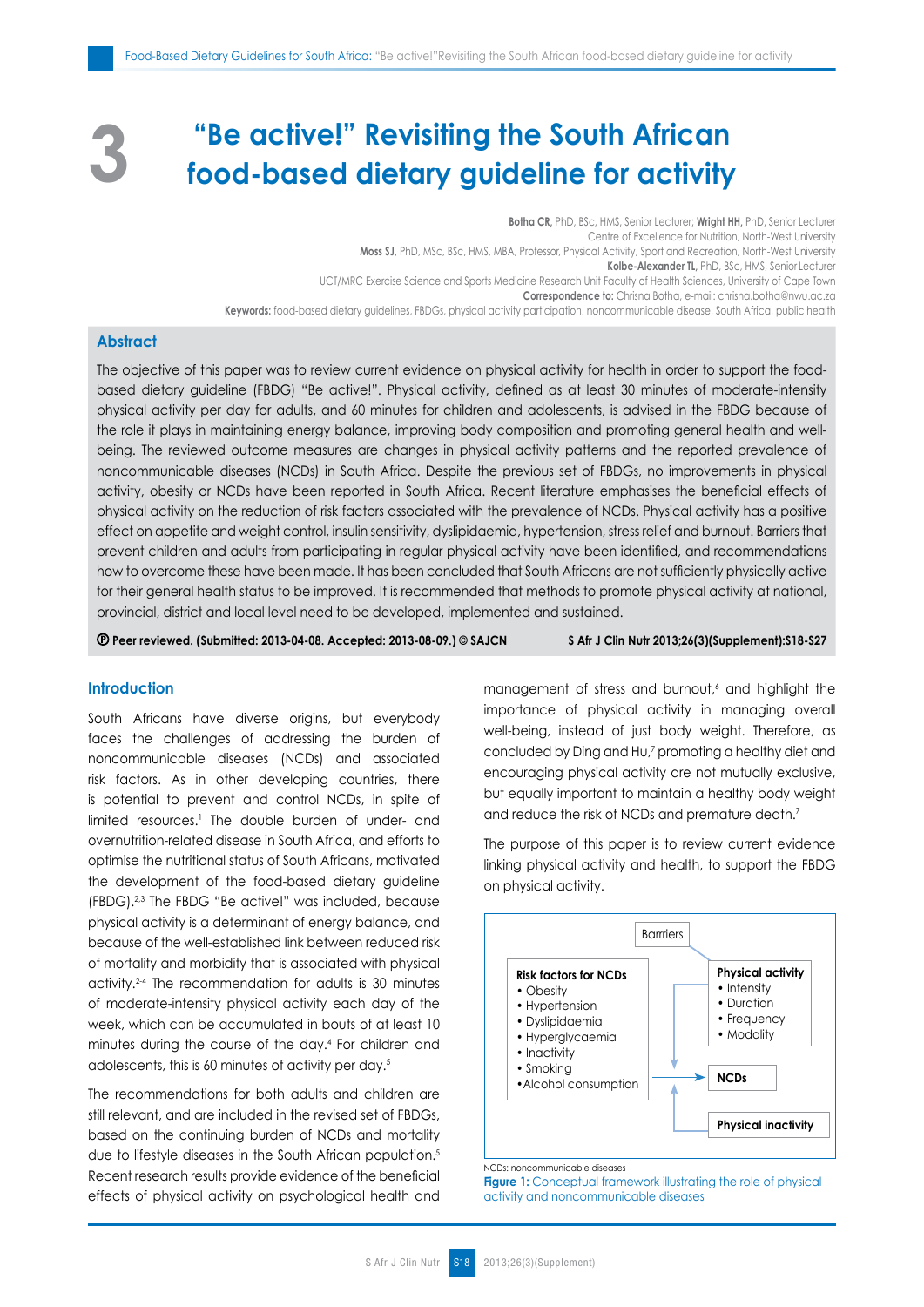# 3 "Be active!" Revisiting the South African food-based dietary guideline for activity

**Botha CR**, PhD, BSc, HMS, Senior Lecturer; **Wright HH**, PhD, Senior Lecturer
Centre of Excellence for Nutrition, North-West University
**Moss SJ**, PhD, MSc, BSc, HMS, MBA, Professor, Physical Activity, Sport and Recreation, North-West University
**Kolbe-Alexander TL**, PhD, BSc, HMS, Senior Lecturer
UCT/MRC Exercise Science and Sports Medicine Research Unit Faculty of Health Sciences, University of Cape Town
**Correspondence to:** Chrisna Botha, e-mail: chrisna.botha@nwu.ac.za
**Keywords:** food-based dietary guidelines, FBDGs, physical activity participation, noncommunicable disease, South Africa, public health

## Abstract

The objective of this paper was to review current evidence on physical activity for health in order to support the food-based dietary guideline (FBDG) "Be active!". Physical activity, defined as at least 30 minutes of moderate-intensity physical activity per day for adults, and 60 minutes for children and adolescents, is advised in the FBDG because of the role it plays in maintaining energy balance, improving body composition and promoting general health and well-being. The reviewed outcome measures are changes in physical activity patterns and the reported prevalence of noncommunicable diseases (NCDs) in South Africa. Despite the previous set of FBDGs, no improvements in physical activity, obesity or NCDs have been reported in South Africa. Recent literature emphasises the beneficial effects of physical activity on the reduction of risk factors associated with the prevalence of NCDs. Physical activity has a positive effect on appetite and weight control, insulin sensitivity, dyslipidaemia, hypertension, stress relief and burnout. Barriers that prevent children and adults from participating in regular physical activity have been identified, and recommendations how to overcome these have been made. It has been concluded that South Africans are not sufficiently physically active for their general health status to be improved. It is recommended that methods to promote physical activity at national, provincial, district and local level need to be developed, implemented and sustained.

**Ⓟ Peer reviewed. (Submitted: 2013-04-08. Accepted: 2013-08-09.) © SAJCN** S Afr J Clin Nutr 2013;26(3)(Supplement):S18-S27

## Introduction

South Africans have diverse origins, but everybody faces the challenges of addressing the burden of noncommunicable diseases (NCDs) and associated risk factors. As in other developing countries, there is potential to prevent and control NCDs, in spite of limited resources.[1] The double burden of under- and overnutrition-related disease in South Africa, and efforts to optimise the nutritional status of South Africans, motivated the development of the food-based dietary guideline (FBDG).[2,3] The FBDG "Be active!" was included, because physical activity is a determinant of energy balance, and because of the well-established link between reduced risk of mortality and morbidity that is associated with physical activity.[2-4] The recommendation for adults is 30 minutes of moderate-intensity physical activity each day of the week, which can be accumulated in bouts of at least 10 minutes during the course of the day.[4] For children and adolescents, this is 60 minutes of activity per day.[5]

The recommendations for both adults and children are still relevant, and are included in the revised set of FBDGs, based on the continuing burden of NCDs and mortality due to lifestyle diseases in the South African population.[5] Recent research results provide evidence of the beneficial effects of physical activity on psychological health and management of stress and burnout,[6] and highlight the importance of physical activity in managing overall well-being, instead of just body weight. Therefore, as concluded by Ding and Hu,[7] promoting a healthy diet and encouraging physical activity are not mutually exclusive, but equally important to maintain a healthy body weight and reduce the risk of NCDs and premature death.[7]

The purpose of this paper is to review current evidence linking physical activity and health, to support the FBDG on physical activity.

Barriers

**Risk factors for NCDs**
- Obesity
- Hypertension
- Dyslipidaemia
- Hyperglycaemia
- Inactivity
- Smoking
- Alcohol consumption

**Physical activity**
- Intensity
- Duration
- Frequency
- Modality

**NCDs**

**Physical inactivity**

NCDs: noncommunicable diseases

Figure 1: Conceptual framework illustrating the role of physical activity and noncommunicable diseases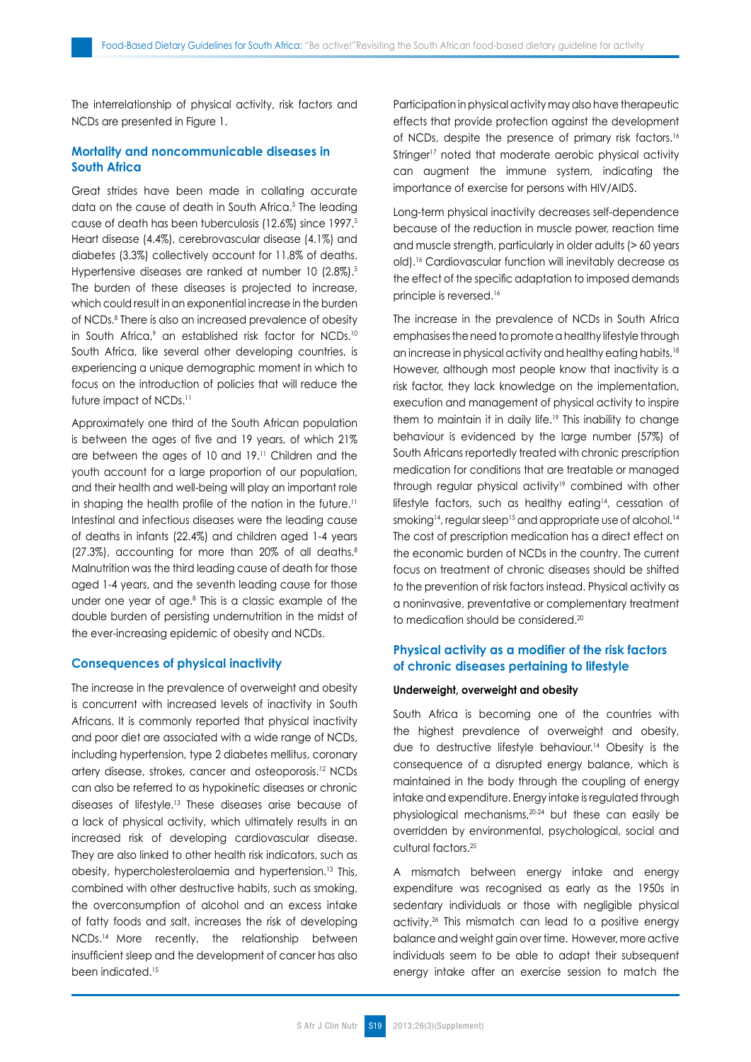The interrelationship of physical activity, risk factors and NCDs are presented in Figure 1.

## Mortality and noncommunicable diseases in South Africa

Great strides have been made in collating accurate data on the cause of death in South Africa.[5] The leading cause of death has been tuberculosis (12.6%) since 1997.[5] Heart disease (4.4%), cerebrovascular disease (4.1%) and diabetes (3.3%) collectively account for 11.8% of deaths. Hypertensive diseases are ranked at number 10 (2.8%).[5] The burden of these diseases is projected to increase, which could result in an exponential increase in the burden of NCDs.[8] There is also an increased prevalence of obesity in South Africa,[9] an established risk factor for NCDs.[10] South Africa, like several other developing countries, is experiencing a unique demographic moment in which to focus on the introduction of policies that will reduce the future impact of NCDs.[11]

Approximately one third of the South African population is between the ages of five and 19 years, of which 21% are between the ages of 10 and 19.[11] Children and the youth account for a large proportion of our population, and their health and well-being will play an important role in shaping the health profile of the nation in the future.[11] Intestinal and infectious diseases were the leading cause of deaths in infants (22.4%) and children aged 1-4 years (27.3%), accounting for more than 20% of all deaths.[8] Malnutrition was the third leading cause of death for those aged 1-4 years, and the seventh leading cause for those under one year of age.[8] This is a classic example of the double burden of persisting undernutrition in the midst of the ever-increasing epidemic of obesity and NCDs.

## Consequences of physical inactivity

The increase in the prevalence of overweight and obesity is concurrent with increased levels of inactivity in South Africans. It is commonly reported that physical inactivity and poor diet are associated with a wide range of NCDs, including hypertension, type 2 diabetes mellitus, coronary artery disease, strokes, cancer and osteoporosis.[12] NCDs can also be referred to as hypokinetic diseases or chronic diseases of lifestyle.[13] These diseases arise because of a lack of physical activity, which ultimately results in an increased risk of developing cardiovascular disease. They are also linked to other health risk indicators, such as obesity, hypercholesterolaemia and hypertension.[13] This, combined with other destructive habits, such as smoking, the overconsumption of alcohol and an excess intake of fatty foods and salt, increases the risk of developing NCDs.[14] More recently, the relationship between insufficient sleep and the development of cancer has also been indicated.[15]

Participation in physical activity may also have therapeutic effects that provide protection against the development of NCDs, despite the presence of primary risk factors.[16] Stringer[17] noted that moderate aerobic physical activity can augment the immune system, indicating the importance of exercise for persons with HIV/AIDS.

Long-term physical inactivity decreases self-dependence because of the reduction in muscle power, reaction time and muscle strength, particularly in older adults (> 60 years old).[16] Cardiovascular function will inevitably decrease as the effect of the specific adaptation to imposed demands principle is reversed.[16]

The increase in the prevalence of NCDs in South Africa emphasises the need to promote a healthy lifestyle through an increase in physical activity and healthy eating habits.[18] However, although most people know that inactivity is a risk factor, they lack knowledge on the implementation, execution and management of physical activity to inspire them to maintain it in daily life.[19] This inability to change behaviour is evidenced by the large number (57%) of South Africans reportedly treated with chronic prescription medication for conditions that are treatable or managed through regular physical activity[19] combined with other lifestyle factors, such as healthy eating[14], cessation of smoking[14], regular sleep[15] and appropriate use of alcohol.[14] The cost of prescription medication has a direct effect on the economic burden of NCDs in the country. The current focus on treatment of chronic diseases should be shifted to the prevention of risk factors instead. Physical activity as a noninvasive, preventative or complementary treatment to medication should be considered.[20]

## Physical activity as a modifier of the risk factors of chronic diseases pertaining to lifestyle

### Underweight, overweight and obesity

South Africa is becoming one of the countries with the highest prevalence of overweight and obesity, due to destructive lifestyle behaviour.[14] Obesity is the consequence of a disrupted energy balance, which is maintained in the body through the coupling of energy intake and expenditure. Energy intake is regulated through physiological mechanisms,[20-24] but these can easily be overridden by environmental, psychological, social and cultural factors.[25]

A mismatch between energy intake and energy expenditure was recognised as early as the 1950s in sedentary individuals or those with negligible physical activity.[26] This mismatch can lead to a positive energy balance and weight gain over time. However, more active individuals seem to be able to adapt their subsequent energy intake after an exercise session to match the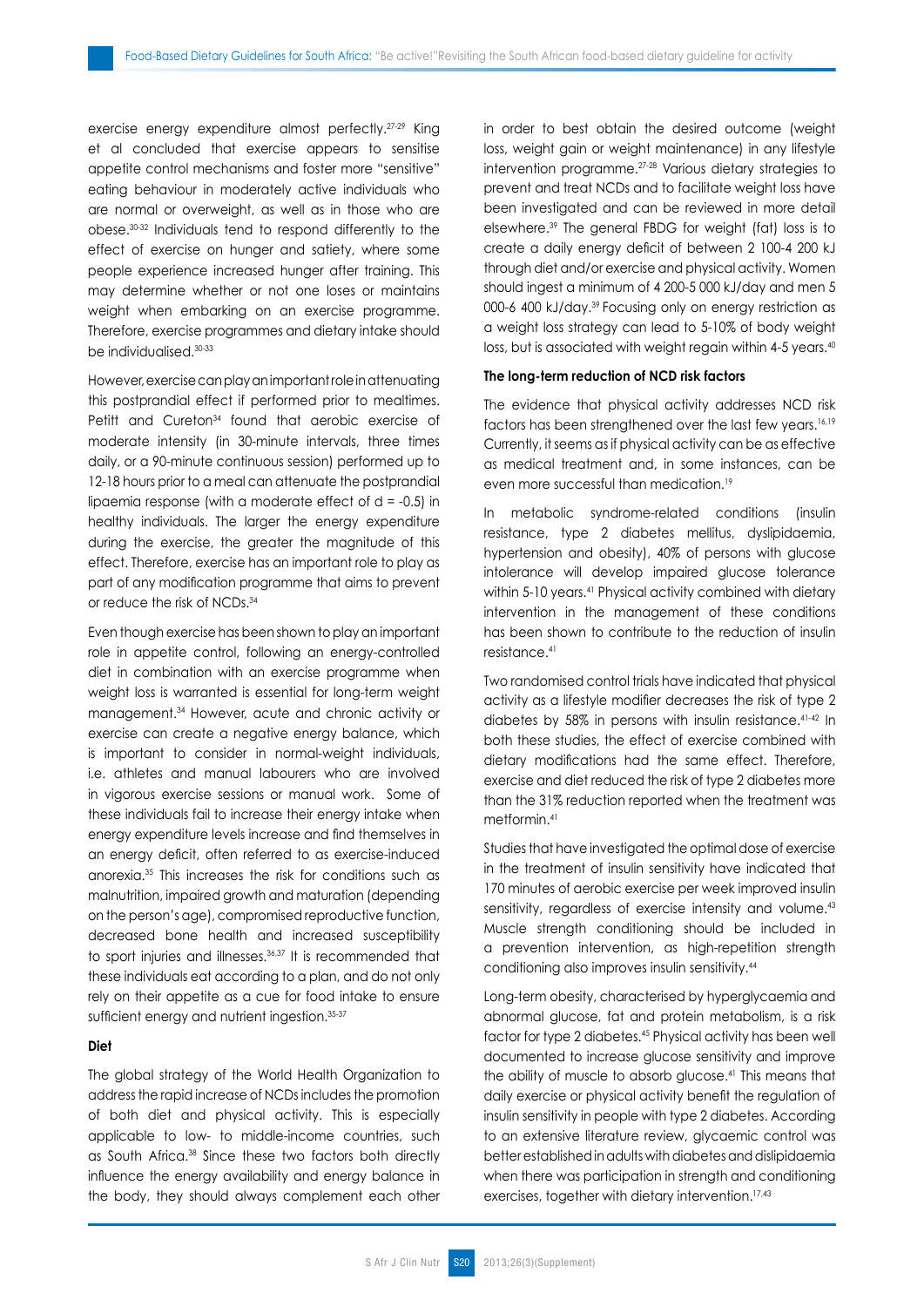exercise energy expenditure almost perfectly.[27-29] King et al concluded that exercise appears to sensitise appetite control mechanisms and foster more "sensitive" eating behaviour in moderately active individuals who are normal or overweight, as well as in those who are obese.[30-32] Individuals tend to respond differently to the effect of exercise on hunger and satiety, where some people experience increased hunger after training. This may determine whether or not one loses or maintains weight when embarking on an exercise programme. Therefore, exercise programmes and dietary intake should be individualised.[30-33]

However, exercise can play an important role in attenuating this postprandial effect if performed prior to mealtimes. Petitt and Cureton[34] found that aerobic exercise of moderate intensity (in 30-minute intervals, three times daily, or a 90-minute continuous session) performed up to 12-18 hours prior to a meal can attenuate the postprandial lipaemia response (with a moderate effect of d = -0.5) in healthy individuals. The larger the energy expenditure during the exercise, the greater the magnitude of this effect. Therefore, exercise has an important role to play as part of any modification programme that aims to prevent or reduce the risk of NCDs.[34]

Even though exercise has been shown to play an important role in appetite control, following an energy-controlled diet in combination with an exercise programme when weight loss is warranted is essential for long-term weight management.[34] However, acute and chronic activity or exercise can create a negative energy balance, which is important to consider in normal-weight individuals, i.e. athletes and manual labourers who are involved in vigorous exercise sessions or manual work. Some of these individuals fail to increase their energy intake when energy expenditure levels increase and find themselves in an energy deficit, often referred to as exercise-induced anorexia.[35] This increases the risk for conditions such as malnutrition, impaired growth and maturation (depending on the person's age), compromised reproductive function, decreased bone health and increased susceptibility to sport injuries and illnesses.[36,37] It is recommended that these individuals eat according to a plan, and do not only rely on their appetite as a cue for food intake to ensure sufficient energy and nutrient ingestion.[35-37]

**Diet**

The global strategy of the World Health Organization to address the rapid increase of NCDs includes the promotion of both diet and physical activity. This is especially applicable to low- to middle-income countries, such as South Africa.[38] Since these two factors both directly influence the energy availability and energy balance in the body, they should always complement each other in order to best obtain the desired outcome (weight loss, weight gain or weight maintenance) in any lifestyle intervention programme.[27-28] Various dietary strategies to prevent and treat NCDs and to facilitate weight loss have been investigated and can be reviewed in more detail elsewhere.[39] The general FBDG for weight (fat) loss is to create a daily energy deficit of between 2 100-4 200 kJ through diet and/or exercise and physical activity. Women should ingest a minimum of 4 200-5 000 kJ/day and men 5 000-6 400 kJ/day.[39] Focusing only on energy restriction as a weight loss strategy can lead to 5-10% of body weight loss, but is associated with weight regain within 4-5 years.[40]

**The long-term reduction of NCD risk factors**

The evidence that physical activity addresses NCD risk factors has been strengthened over the last few years.[16,19] Currently, it seems as if physical activity can be as effective as medical treatment and, in some instances, can be even more successful than medication.[19]

In metabolic syndrome-related conditions (insulin resistance, type 2 diabetes mellitus, dyslipidaemia, hypertension and obesity), 40% of persons with glucose intolerance will develop impaired glucose tolerance within 5-10 years.[41] Physical activity combined with dietary intervention in the management of these conditions has been shown to contribute to the reduction of insulin resistance.[41]

Two randomised control trials have indicated that physical activity as a lifestyle modifier decreases the risk of type 2 diabetes by 58% in persons with insulin resistance.[41-42] In both these studies, the effect of exercise combined with dietary modifications had the same effect. Therefore, exercise and diet reduced the risk of type 2 diabetes more than the 31% reduction reported when the treatment was metformin.[41]

Studies that have investigated the optimal dose of exercise in the treatment of insulin sensitivity have indicated that 170 minutes of aerobic exercise per week improved insulin sensitivity, regardless of exercise intensity and volume.[43] Muscle strength conditioning should be included in a prevention intervention, as high-repetition strength conditioning also improves insulin sensitivity.[44]

Long-term obesity, characterised by hyperglycaemia and abnormal glucose, fat and protein metabolism, is a risk factor for type 2 diabetes.[45] Physical activity has been well documented to increase glucose sensitivity and improve the ability of muscle to absorb glucose.[41] This means that daily exercise or physical activity benefit the regulation of insulin sensitivity in people with type 2 diabetes. According to an extensive literature review, glycaemic control was better established in adults with diabetes and dislipidaemia when there was participation in strength and conditioning exercises, together with dietary intervention.[17,43]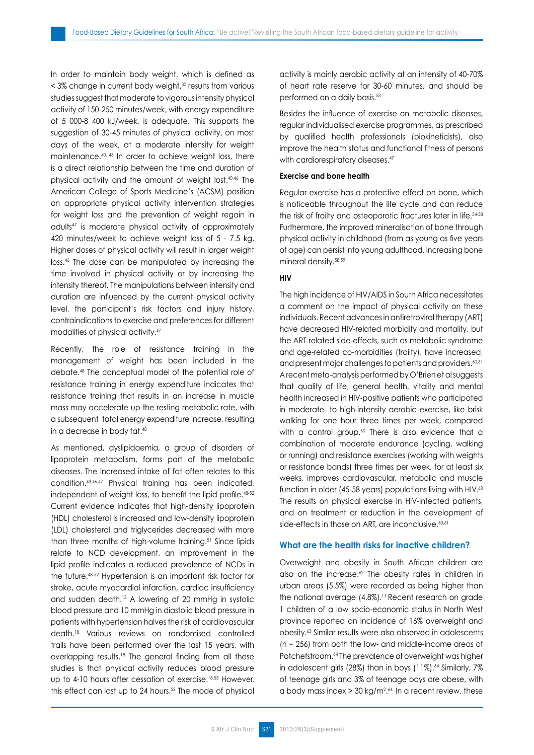In order to maintain body weight, which is defined as < 3% change in current body weight,[30] results from various studies suggest that moderate to vigorous intensity physical activity of 150-250 minutes/week, with energy expenditure of 5 000-8 400 kJ/week, is adequate. This supports the suggestion of 30-45 minutes of physical activity, on most days of the week, at a moderate intensity for weight maintenance.[40, 46] In order to achieve weight loss, there is a direct relationship between the time and duration of physical activity and the amount of weight lost.[40,46] The American College of Sports Medicine's (ACSM) position on appropriate physical activity intervention strategies for weight loss and the prevention of weight regain in adults[47] is moderate physical activity of approximately 420 minutes/week to achieve weight loss of 5 - 7.5 kg. Higher doses of physical activity will result in larger weight loss.[46] The dose can be manipulated by increasing the time involved in physical activity or by increasing the intensity thereof. The manipulations between intensity and duration are influenced by the current physical activity level, the participant's risk factors and injury history, contraindications to exercise and preferences for different modalities of physical activity.[47]

Recently, the role of resistance training in the management of weight has been included in the debate.[48] The conceptual model of the potential role of resistance training in energy expenditure indicates that resistance training that results in an increase in muscle mass may accelerate up the resting metabolic rate, with a subsequent total energy expenditure increase, resulting in a decrease in body fat.[48]

As mentioned, dyslipidaemia, a group of disorders of lipoprotein metabolism, forms part of the metabolic diseases. The increased intake of fat often relates to this condition.[43,46,47] Physical training has been indicated, independent of weight loss, to benefit the lipid profile.[48-52] Current evidence indicates that high-density lipoprotein (HDL) cholesterol is increased and low-density lipoprotein (LDL) cholesterol and triglycerides decreased with more than three months of high-volume training.[51] Since lipids relate to NCD development, an improvement in the lipid profile indicates a reduced prevalence of NCDs in the future.[48-52] Hypertension is an important risk factor for stroke, acute myocardial infarction, cardiac insufficiency and sudden death.[13] A lowering of 20 mmHg in systolic blood pressure and 10 mmHg in diastolic blood pressure in patients with hypertension halves the risk of cardiovascular death.[18] Various reviews on randomised controlled trails have been performed over the last 15 years, with overlapping results.[18] The general finding from all these studies is that physical activity reduces blood pressure up to 4-10 hours after cessation of exercise.[18,53] However, this effect can last up to 24 hours.[53] The mode of physical activity is mainly aerobic activity at an intensity of 40-70% of heart rate reserve for 30-60 minutes, and should be performed on a daily basis.[53]

Besides the influence of exercise on metabolic diseases, regular individualised exercise programmes, as prescribed by qualified health professionals (biokineticists), also improve the health status and functional fitness of persons with cardiorespiratory diseases.[47]

**Exercise and bone health**

Regular exercise has a protective effect on bone, which is noticeable throughout the life cycle and can reduce the risk of frailty and osteoporotic fractures later in life.[54-58] Furthermore, the improved mineralisation of bone through physical activity in childhood (from as young as five years of age) can persist into young adulthood, increasing bone mineral density.[58,59]

**HIV**

The high incidence of HIV/AIDS in South Africa necessitates a comment on the impact of physical activity on these individuals. Recent advances in antiretroviral therapy (ART) have decreased HIV-related morbidity and mortality, but the ART-related side-effects, such as metabolic syndrome and age-related co-morbidities (frailty), have increased, and present major challenges to patients and providers.[60,61] A recent meta-analysis performed by O'Brien et al suggests that quality of life, general health, vitality and mental health increased in HIV-positive patients who participated in moderate- to high-intensity aerobic exercise, like brisk walking for one hour three times per week, compared with a control group.[60] There is also evidence that a combination of moderate endurance (cycling, walking or running) and resistance exercises (working with weights or resistance bands) three times per week, for at least six weeks, improves cardiovascular, metabolic and muscle function in older (45-58 years) populations living with HIV.[60] The results on physical exercise in HIV-infected patients, and on treatment or reduction in the development of side-effects in those on ART, are inconclusive.[60,61]

## What are the health risks for inactive children?

Overweight and obesity in South African children are also on the increase.[62] The obesity rates in children in urban areas (5.5%) were recorded as being higher than the national average (4.8%).[11] Recent research on grade 1 children of a low socio-economic status in North West province reported an incidence of 16% overweight and obesity.[63] Similar results were also observed in adolescents (n = 256) from both the low- and middle-income areas of Potchefstroom.[64] The prevalence of overweight was higher in adolescent girls (28%) than in boys (11%).[64] Similarly, 7% of teenage girls and 3% of teenage boys are obese, with a body mass index > 30 kg/m$^2$.[64] In a recent review, these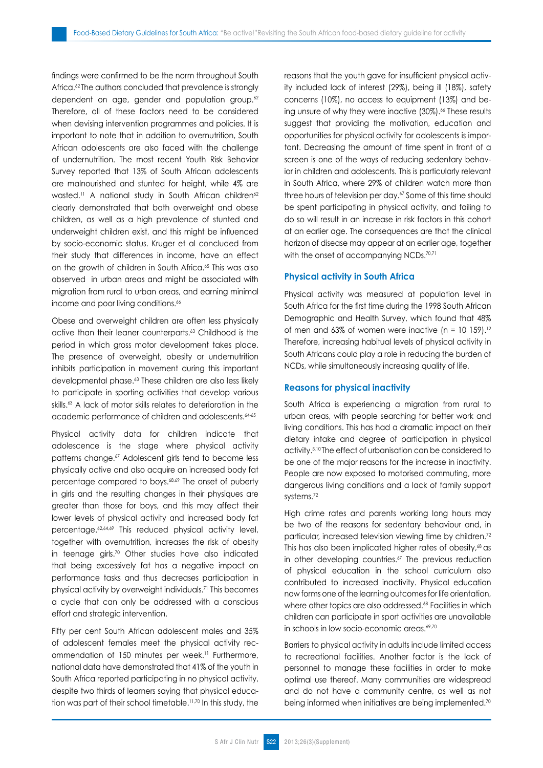findings were confirmed to be the norm throughout South Africa.[62] The authors concluded that prevalence is strongly dependent on age, gender and population group.[62] Therefore, all of these factors need to be considered when devising intervention programmes and policies. It is important to note that in addition to overnutrition, South African adolescents are also faced with the challenge of undernutrition. The most recent Youth Risk Behavior Survey reported that 13% of South African adolescents are malnourished and stunted for height, while 4% are wasted.[11] A national study in South African children[62] clearly demonstrated that both overweight and obese children, as well as a high prevalence of stunted and underweight children exist, and this might be influenced by socio-economic status. Kruger et al concluded from their study that differences in income, have an effect on the growth of children in South Africa.[65] This was also observed in urban areas and might be associated with migration from rural to urban areas, and earning minimal income and poor living conditions.[66]

Obese and overweight children are often less physically active than their leaner counterparts.[63] Childhood is the period in which gross motor development takes place. The presence of overweight, obesity or undernutrition inhibits participation in movement during this important developmental phase.[63] These children are also less likely to participate in sporting activities that develop various skills.[63] A lack of motor skills relates to deterioration in the academic performance of children and adolescents.[64-65]

Physical activity data for children indicate that adolescence is the stage where physical activity patterns change.[67] Adolescent girls tend to become less physically active and also acquire an increased body fat percentage compared to boys.[68,69] The onset of puberty in girls and the resulting changes in their physiques are greater than those for boys, and this may affect their lower levels of physical activity and increased body fat percentage.[62,64,69] This reduced physical activity level, together with overnutrition, increases the risk of obesity in teenage girls.[70] Other studies have also indicated that being excessively fat has a negative impact on performance tasks and thus decreases participation in physical activity by overweight individuals.[71] This becomes a cycle that can only be addressed with a conscious effort and strategic intervention.

Fifty per cent South African adolescent males and 35% of adolescent females meet the physical activity recommendation of 150 minutes per week.[11] Furthermore, national data have demonstrated that 41% of the youth in South Africa reported participating in no physical activity, despite two thirds of learners saying that physical education was part of their school timetable.[11,70] In this study, the reasons that the youth gave for insufficient physical activity included lack of interest (29%), being ill (18%), safety concerns (10%), no access to equipment (13%) and being unsure of why they were inactive (30%).[66] These results suggest that providing the motivation, education and opportunities for physical activity for adolescents is important. Decreasing the amount of time spent in front of a screen is one of the ways of reducing sedentary behavior in children and adolescents. This is particularly relevant in South Africa, where 29% of children watch more than three hours of television per day.[67] Some of this time should be spent participating in physical activity, and failing to do so will result in an increase in risk factors in this cohort at an earlier age. The consequences are that the clinical horizon of disease may appear at an earlier age, together with the onset of accompanying NCDs.[70,71]

## Physical activity in South Africa

Physical activity was measured at population level in South Africa for the first time during the 1998 South African Demographic and Health Survey, which found that 48% of men and 63% of women were inactive (n = 10 159).[12] Therefore, increasing habitual levels of physical activity in South Africans could play a role in reducing the burden of NCDs, while simultaneously increasing quality of life.

## Reasons for physical inactivity

South Africa is experiencing a migration from rural to urban areas, with people searching for better work and living conditions. This has had a dramatic impact on their dietary intake and degree of participation in physical activity.[5,10] The effect of urbanisation can be considered to be one of the major reasons for the increase in inactivity. People are now exposed to motorised commuting, more dangerous living conditions and a lack of family support systems.[72]

High crime rates and parents working long hours may be two of the reasons for sedentary behaviour and, in particular, increased television viewing time by children.[72] This has also been implicated higher rates of obesity,[68] as in other developing countries.[67] The previous reduction of physical education in the school curriculum also contributed to increased inactivity. Physical education now forms one of the learning outcomes for life orientation, where other topics are also addressed.[68] Facilities in which children can participate in sport activities are unavailable in schools in low socio-economic areas.[69,70]

Barriers to physical activity in adults include limited access to recreational facilities. Another factor is the lack of personnel to manage these facilities in order to make optimal use thereof. Many communities are widespread and do not have a community centre, as well as not being informed when initiatives are being implemented.[70]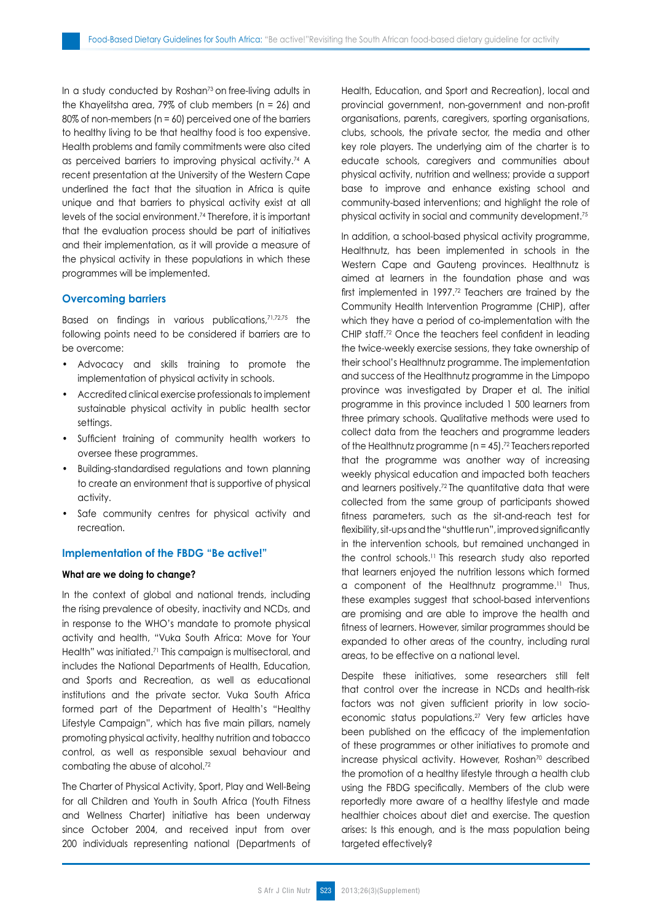In a study conducted by Roshan[73] on free-living adults in the Khayelitsha area, 79% of club members (n = 26) and 80% of non-members (n = 60) perceived one of the barriers to healthy living to be that healthy food is too expensive. Health problems and family commitments were also cited as perceived barriers to improving physical activity.[74] A recent presentation at the University of the Western Cape underlined the fact that the situation in Africa is quite unique and that barriers to physical activity exist at all levels of the social environment.[74] Therefore, it is important that the evaluation process should be part of initiatives and their implementation, as it will provide a measure of the physical activity in these populations in which these programmes will be implemented.

### Overcoming barriers

Based on findings in various publications,[71,72,75] the following points need to be considered if barriers are to be overcome:

- Advocacy and skills training to promote the implementation of physical activity in schools.
- Accredited clinical exercise professionals to implement sustainable physical activity in public health sector settings.
- Sufficient training of community health workers to oversee these programmes.
- Building-standardised regulations and town planning to create an environment that is supportive of physical activity.
- Safe community centres for physical activity and recreation.

### Implementation of the FBDG "Be active!"

#### What are we doing to change?

In the context of global and national trends, including the rising prevalence of obesity, inactivity and NCDs, and in response to the WHO's mandate to promote physical activity and health, "Vuka South Africa: Move for Your Health" was initiated.[71] This campaign is multisectoral, and includes the National Departments of Health, Education, and Sports and Recreation, as well as educational institutions and the private sector. Vuka South Africa formed part of the Department of Health's "Healthy Lifestyle Campaign", which has five main pillars, namely promoting physical activity, healthy nutrition and tobacco control, as well as responsible sexual behaviour and combating the abuse of alcohol.[72]

The Charter of Physical Activity, Sport, Play and Well-Being for all Children and Youth in South Africa (Youth Fitness and Wellness Charter) initiative has been underway since October 2004, and received input from over 200 individuals representing national (Departments of Health, Education, and Sport and Recreation), local and provincial government, non-government and non-profit organisations, parents, caregivers, sporting organisations, clubs, schools, the private sector, the media and other key role players. The underlying aim of the charter is to educate schools, caregivers and communities about physical activity, nutrition and wellness; provide a support base to improve and enhance existing school and community-based interventions; and highlight the role of physical activity in social and community development.[75]

In addition, a school-based physical activity programme, Healthnutz, has been implemented in schools in the Western Cape and Gauteng provinces. Healthnutz is aimed at learners in the foundation phase and was first implemented in 1997.[72] Teachers are trained by the Community Health Intervention Programme (CHIP), after which they have a period of co-implementation with the CHIP staff.[72] Once the teachers feel confident in leading the twice-weekly exercise sessions, they take ownership of their school's Healthnutz programme. The implementation and success of the Healthnutz programme in the Limpopo province was investigated by Draper et al. The initial programme in this province included 1 500 learners from three primary schools. Qualitative methods were used to collect data from the teachers and programme leaders of the Healthnutz programme (n = 45).[72] Teachers reported that the programme was another way of increasing weekly physical education and impacted both teachers and learners positively.[72] The quantitative data that were collected from the same group of participants showed fitness parameters, such as the sit-and-reach test for flexibility, sit-ups and the "shuttle run", improved significantly in the intervention schools, but remained unchanged in the control schools.[11] This research study also reported that learners enjoyed the nutrition lessons which formed a component of the Healthnutz programme.[11] Thus, these examples suggest that school-based interventions are promising and are able to improve the health and fitness of learners. However, similar programmes should be expanded to other areas of the country, including rural areas, to be effective on a national level.

Despite these initiatives, some researchers still felt that control over the increase in NCDs and health-risk factors was not given sufficient priority in low socio-economic status populations.[27] Very few articles have been published on the efficacy of the implementation of these programmes or other initiatives to promote and increase physical activity. However, Roshan[70] described the promotion of a healthy lifestyle through a health club using the FBDG specifically. Members of the club were reportedly more aware of a healthy lifestyle and made healthier choices about diet and exercise. The question arises: Is this enough, and is the mass population being targeted effectively?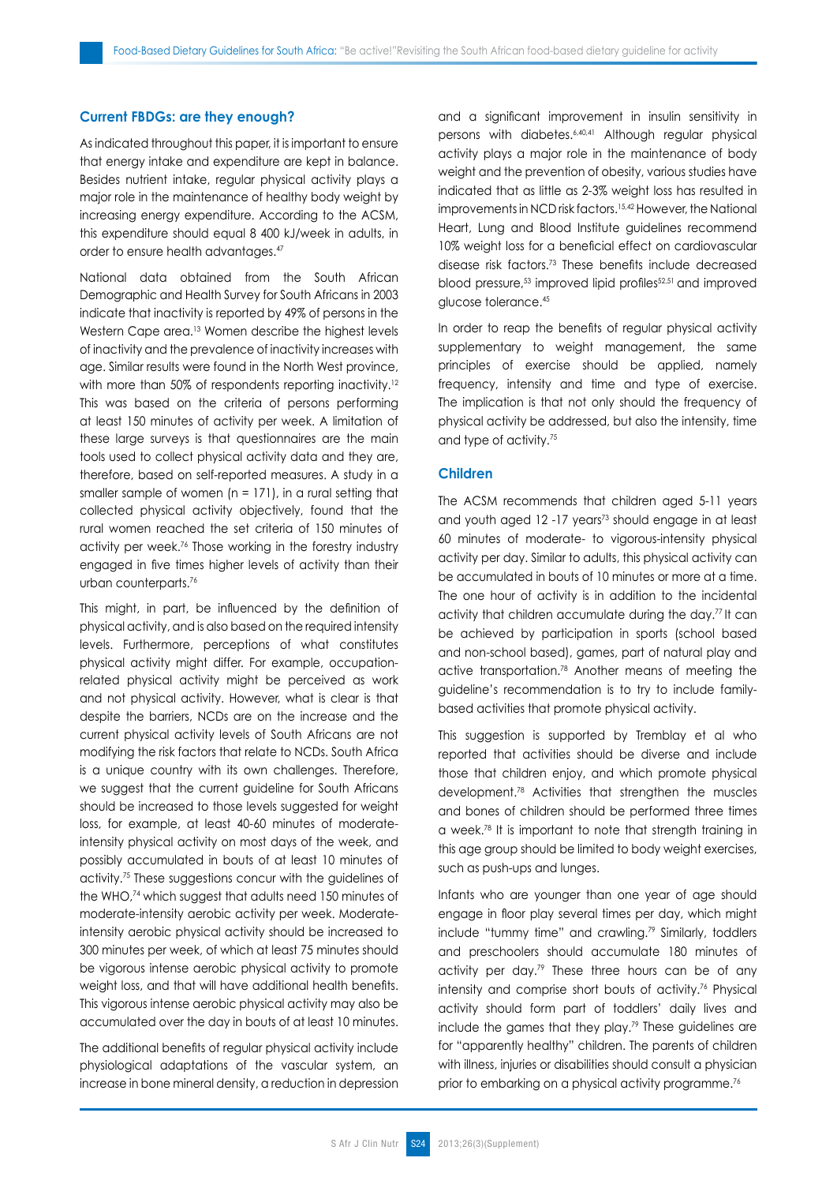## Current FBDGs: are they enough?

As indicated throughout this paper, it is important to ensure that energy intake and expenditure are kept in balance. Besides nutrient intake, regular physical activity plays a major role in the maintenance of healthy body weight by increasing energy expenditure. According to the ACSM, this expenditure should equal 8 400 kJ/week in adults, in order to ensure health advantages.[47]

National data obtained from the South African Demographic and Health Survey for South Africans in 2003 indicate that inactivity is reported by 49% of persons in the Western Cape area.[13] Women describe the highest levels of inactivity and the prevalence of inactivity increases with age. Similar results were found in the North West province, with more than 50% of respondents reporting inactivity.[12] This was based on the criteria of persons performing at least 150 minutes of activity per week. A limitation of these large surveys is that questionnaires are the main tools used to collect physical activity data and they are, therefore, based on self-reported measures. A study in a smaller sample of women (n = 171), in a rural setting that collected physical activity objectively, found that the rural women reached the set criteria of 150 minutes of activity per week.[76] Those working in the forestry industry engaged in five times higher levels of activity than their urban counterparts.[76]

This might, in part, be influenced by the definition of physical activity, and is also based on the required intensity levels. Furthermore, perceptions of what constitutes physical activity might differ. For example, occupation-related physical activity might be perceived as work and not physical activity. However, what is clear is that despite the barriers, NCDs are on the increase and the current physical activity levels of South Africans are not modifying the risk factors that relate to NCDs. South Africa is a unique country with its own challenges. Therefore, we suggest that the current guideline for South Africans should be increased to those levels suggested for weight loss, for example, at least 40-60 minutes of moderate-intensity physical activity on most days of the week, and possibly accumulated in bouts of at least 10 minutes of activity.[75] These suggestions concur with the guidelines of the WHO,[74] which suggest that adults need 150 minutes of moderate-intensity aerobic activity per week. Moderate-intensity aerobic physical activity should be increased to 300 minutes per week, of which at least 75 minutes should be vigorous intense aerobic physical activity to promote weight loss, and that will have additional health benefits. This vigorous intense aerobic physical activity may also be accumulated over the day in bouts of at least 10 minutes.

The additional benefits of regular physical activity include physiological adaptations of the vascular system, an increase in bone mineral density, a reduction in depression and a significant improvement in insulin sensitivity in persons with diabetes.[6,40,41] Although regular physical activity plays a major role in the maintenance of body weight and the prevention of obesity, various studies have indicated that as little as 2-3% weight loss has resulted in improvements in NCD risk factors.[15,42] However, the National Heart, Lung and Blood Institute guidelines recommend 10% weight loss for a beneficial effect on cardiovascular disease risk factors.[73] These benefits include decreased blood pressure,[53] improved lipid profiles[52,51] and improved glucose tolerance.[45]

In order to reap the benefits of regular physical activity supplementary to weight management, the same principles of exercise should be applied, namely frequency, intensity and time and type of exercise. The implication is that not only should the frequency of physical activity be addressed, but also the intensity, time and type of activity.[75]

## Children

The ACSM recommends that children aged 5-11 years and youth aged 12 -17 years[73] should engage in at least 60 minutes of moderate- to vigorous-intensity physical activity per day. Similar to adults, this physical activity can be accumulated in bouts of 10 minutes or more at a time. The one hour of activity is in addition to the incidental activity that children accumulate during the day.[77] It can be achieved by participation in sports (school based and non-school based), games, part of natural play and active transportation.[78] Another means of meeting the guideline's recommendation is to try to include family-based activities that promote physical activity.

This suggestion is supported by Tremblay et al who reported that activities should be diverse and include those that children enjoy, and which promote physical development.[78] Activities that strengthen the muscles and bones of children should be performed three times a week.[78] It is important to note that strength training in this age group should be limited to body weight exercises, such as push-ups and lunges.

Infants who are younger than one year of age should engage in floor play several times per day, which might include "tummy time" and crawling.[79] Similarly, toddlers and preschoolers should accumulate 180 minutes of activity per day.[79] These three hours can be of any intensity and comprise short bouts of activity.[76] Physical activity should form part of toddlers' daily lives and include the games that they play.[79] These guidelines are for "apparently healthy" children. The parents of children with illness, injuries or disabilities should consult a physician prior to embarking on a physical activity programme.[76]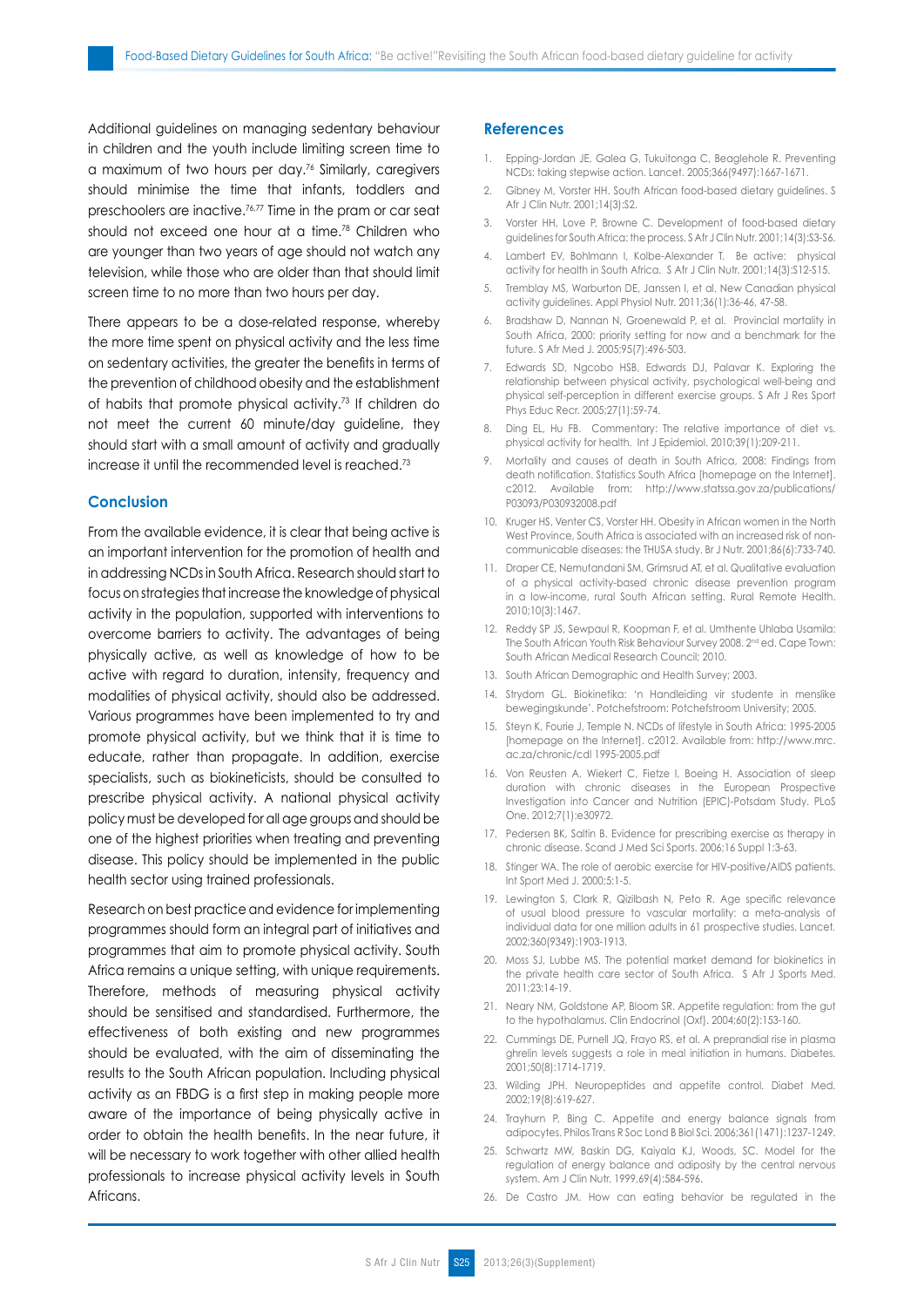Additional guidelines on managing sedentary behaviour in children and the youth include limiting screen time to a maximum of two hours per day.[76] Similarly, caregivers should minimise the time that infants, toddlers and preschoolers are inactive.[76,77] Time in the pram or car seat should not exceed one hour at a time.[78] Children who are younger than two years of age should not watch any television, while those who are older than that should limit screen time to no more than two hours per day.

There appears to be a dose-related response, whereby the more time spent on physical activity and the less time on sedentary activities, the greater the benefits in terms of the prevention of childhood obesity and the establishment of habits that promote physical activity.[73] If children do not meet the current 60 minute/day guideline, they should start with a small amount of activity and gradually increase it until the recommended level is reached.[73]

## Conclusion

From the available evidence, it is clear that being active is an important intervention for the promotion of health and in addressing NCDs in South Africa. Research should start to focus on strategies that increase the knowledge of physical activity in the population, supported with interventions to overcome barriers to activity. The advantages of being physically active, as well as knowledge of how to be active with regard to duration, intensity, frequency and modalities of physical activity, should also be addressed. Various programmes have been implemented to try and promote physical activity, but we think that it is time to educate, rather than propagate. In addition, exercise specialists, such as biokineticists, should be consulted to prescribe physical activity. A national physical activity policy must be developed for all age groups and should be one of the highest priorities when treating and preventing disease. This policy should be implemented in the public health sector using trained professionals.

Research on best practice and evidence for implementing programmes should form an integral part of initiatives and programmes that aim to promote physical activity. South Africa remains a unique setting, with unique requirements. Therefore, methods of measuring physical activity should be sensitised and standardised. Furthermore, the effectiveness of both existing and new programmes should be evaluated, with the aim of disseminating the results to the South African population. Including physical activity as an FBDG is a first step in making people more aware of the importance of being physically active in order to obtain the health benefits. In the near future, it will be necessary to work together with other allied health professionals to increase physical activity levels in South Africans.

## References

1. Epping-Jordan JE, Galea G, Tukuitonga C, Beaglehole R. Preventing NCDs: taking stepwise action. Lancet. 2005;366(9497):1667-1671.
2. Gibney M, Vorster HH. South African food-based dietary guidelines. S Afr J Clin Nutr. 2001;14(3):S2.
3. Vorster HH, Love P, Browne C. Development of food-based dietary guidelines for South Africa: the process. S Afr J Clin Nutr. 2001;14(3):S3-S6.
4. Lambert EV, Bohlmann I, Kolbe-Alexander T. Be active: physical activity for health in South Africa. S Afr J Clin Nutr. 2001;14(3):S12-S15.
5. Tremblay MS, Warburton DE, Janssen I, et al. New Canadian physical activity guidelines. Appl Physiol Nutr. 2011;36(1):36-46, 47-58.
6. Bradshaw D, Nannan N, Groenewald P, et al. Provincial mortality in South Africa, 2000: priority setting for now and a benchmark for the future. S Afr Med J. 2005;95(7):496-503.
7. Edwards SD, Ngcobo HSB, Edwards DJ, Palavar K. Exploring the relationship between physical activity, psychological well-being and physical self-perception in different exercise groups. S Afr J Res Sport Phys Educ Recr. 2005;27(1):59-74.
8. Ding EL, Hu FB. Commentary: The relative importance of diet vs. physical activity for health. Int J Epidemiol. 2010;39(1):209-211.
9. Mortality and causes of death in South Africa, 2008: Findings from death notification. Statistics South Africa [homepage on the Internet]. c2012. Available from: http://www.statssa.gov.za/publications/P03093/P030932008.pdf
10. Kruger HS, Venter CS, Vorster HH. Obesity in African women in the North West Province, South Africa is associated with an increased risk of non-communicable diseases: the THUSA study. Br J Nutr. 2001;86(6):733-740.
11. Draper CE, Nemutandani SM, Grimsrud AT, et al. Qualitative evaluation of a physical activity-based chronic disease prevention program in a low-income, rural South African setting. Rural Remote Health. 2010;10(3):1467.
12. Reddy SP JS, Sewpaul R, Koopman F, et al. Umthente Uhlaba Usamila: The South African Youth Risk Behaviour Survey 2008. 2nd ed. Cape Town: South African Medical Research Council; 2010.
13. South African Demographic and Health Survey; 2003.
14. Strydom GL. Biokinetika: 'n Handleiding vir studente in menslike bewegingskunde'. Potchefstroom: Potchefstroom University; 2005.
15. Steyn K, Fourie J, Temple N. NCDs of lifestyle in South Africa: 1995-2005 [homepage on the Internet]. c2012. Available from: http://www.mrc.ac.za/chronic/cdl 1995-2005.pdf
16. Von Reusten A, Wiekert C, Fietze I, Boeing H. Association of sleep duration with chronic diseases in the European Prospective Investigation into Cancer and Nutrition (EPIC)-Potsdam Study. PLoS One. 2012;7(1):e30972.
17. Pedersen BK, Saltin B. Evidence for prescribing exercise as therapy in chronic disease. Scand J Med Sci Sports. 2006;16 Suppl 1:3-63.
18. Stinger WA. The role of aerobic exercise for HIV-positive/AIDS patients. Int Sport Med J. 2000;5:1-5.
19. Lewington S, Clark R, Qizilbash N, Peto R. Age specific relevance of usual blood pressure to vascular mortality: a meta-analysis of individual data for one million adults in 61 prospective studies. Lancet. 2002;360(9349):1903-1913.
20. Moss SJ, Lubbe MS. The potential market demand for biokinetics in the private health care sector of South Africa. S Afr J Sports Med. 2011;23:14-19.
21. Neary NM, Goldstone AP, Bloom SR. Appetite regulation: from the gut to the hypothalamus. Clin Endocrinol (Oxf). 2004;60(2):153-160.
22. Cummings DE, Purnell JQ, Frayo RS, et al. A preprandial rise in plasma ghrelin levels suggests a role in meal initiation in humans. Diabetes. 2001;50(8):1714-1719.
23. Wilding JPH. Neuropeptides and appetite control. Diabet Med. 2002;19(8):619-627.
24. Trayhurn P, Bing C. Appetite and energy balance signals from adipocytes. Philos Trans R Soc Lond B Biol Sci. 2006;361(1471):1237-1249.
25. Schwartz MW, Baskin DG, Kaiyala KJ, Woods, SC. Model for the regulation of energy balance and adiposity by the central nervous system. Am J Clin Nutr. 1999,69(4):584-596.
26. De Castro JM. How can eating behavior be regulated in the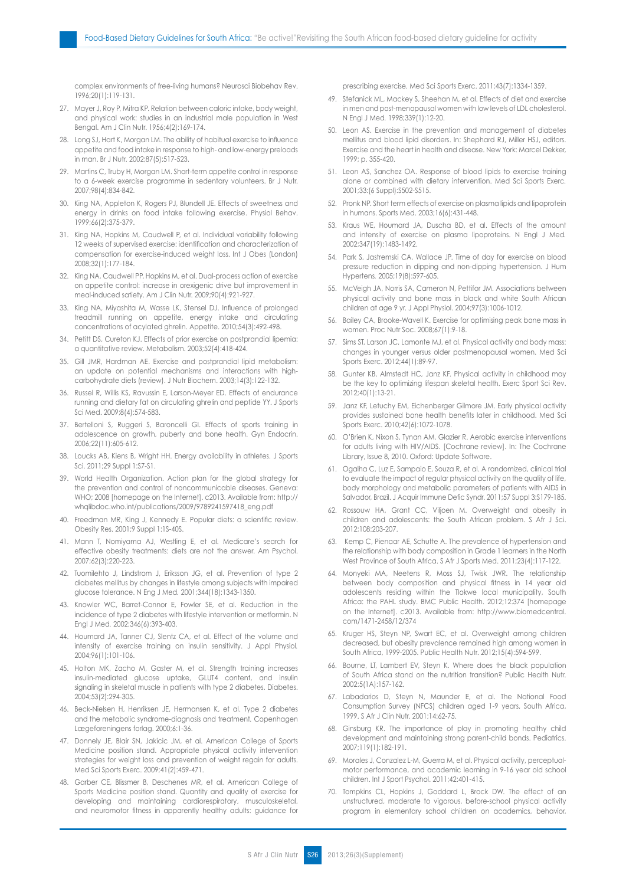complex environments of free-living humans? Neurosci Biobehav Rev. 1996;20(1):119-131.

27. Mayer J, Roy P, Mitra KP. Relation between caloric intake, body weight, and physical work: studies in an industrial male population in West Bengal. Am J Clin Nutr. 1956;4(2):169-174.
28. Long SJ, Hart K, Morgan LM. The ability of habitual exercise to influence appetite and food intake in response to high- and low-energy preloads in man. Br J Nutr. 2002;87(5):517-523.
29. Martins C, Truby H, Morgan LM. Short-term appetite control in response to a 6-week exercise programme in sedentary volunteers. Br J Nutr. 2007;98(4):834-842.
30. King NA, Appleton K, Rogers PJ, Blundell JE. Effects of sweetness and energy in drinks on food intake following exercise. Physiol Behav. 1999;66(2):375-379.
31. King NA, Hopkins M, Caudwell P, et al. Individual variability following 12 weeks of supervised exercise: identification and characterization of compensation for exercise-induced weight loss. Int J Obes (London) 2008;32(1):177-184.
32. King NA, Caudwell PP, Hopkins M, et al. Dual-process action of exercise on appetite control: increase in orexigenic drive but improvement in meal-induced satiety. Am J Clin Nutr. 2009;90(4):921-927.
33. King NA, Miyashita M, Wasse LK, Stensel DJ. Influence of prolonged treadmill running on appetite, energy intake and circulating concentrations of acylated ghrelin. Appetite. 2010;54(3):492-498.
34. Petitt DS, Cureton KJ. Effects of prior exercise on postprandial lipemia: a quantitative review. Metabolism. 2003;52(4):418-424.
35. Gill JMR, Hardman AE. Exercise and postprandial lipid metabolism: an update on potential mechanisms and interactions with high-carbohydrate diets (review). J Nutr Biochem. 2003;14(3):122-132.
36. Russel R, Willis KS, Ravussin E, Larson-Meyer ED. Effects of endurance running and dietary fat on circulating ghrelin and peptide YY. J Sports Sci Med. 2009;8(4):574-583.
37. Bertelloni S, Ruggeri S, Baroncelli GI. Effects of sports training in adolescence on growth, puberty and bone health. Gyn Endocrin. 2006;22(11):605-612.
38. Loucks AB, Kiens B, Wright HH. Energy availability in athletes. J Sports Sci. 2011;29 Suppl 1:S7-S1.
39. World Health Organization. Action plan for the global strategy for the prevention and control of noncommunicable diseases. Geneva: WHO; 2008 [homepage on the Internet]. c2013. Available from: http://whqlibdoc.who.int/publications/2009/9789241597418_eng.pdf
40. Freedman MR, King J, Kennedy E. Popular diets: a scientific review. Obesity Res. 2001;9 Suppl 1:1S-40S.
41. Mann T, Nomiyama AJ, Westling E, et al. Medicare's search for effective obesity treatments: diets are not the answer. Am Psychol. 2007;62(3):220-223.
42. Tuomilehto J, Lindstrom J, Eriksson JG, et al. Prevention of type 2 diabetes mellitus by changes in lifestyle among subjects with impaired glucose tolerance. N Eng J Med. 2001;344(18):1343-1350.
43. Knowler WC, Barret-Connor E, Fowler SE, et al. Reduction in the incidence of type 2 diabetes with lifestyle intervention or metformin. N Engl J Med. 2002;346(6):393-403.
44. Houmard JA, Tanner CJ, Slentz CA, et al. Effect of the volume and intensity of exercise training on insulin sensitivity. J Appl Physiol. 2004;96(1):101-106.
45. Holton MK, Zacho M, Gaster M, et al. Strength training increases insulin-mediated glucose uptake, GLUT4 content, and insulin signaling in skeletal muscle in patients with type 2 diabetes. Diabetes. 2004;53(2):294-305.
46. Beck-Nielsen H, Henriksen JE, Hermansen K, et al. Type 2 diabetes and the metabolic syndrome-diagnosis and treatment. Copenhagen Lægeforeningens forlag. 2000;6:1-36.
47. Donnely JE, Blair SN, Jakicic JM, et al. American College of Sports Medicine position stand. Appropriate physical activity intervention strategies for weight loss and prevention of weight regain for adults. Med Sci Sports Exerc. 2009;41(2):459-471.
48. Garber CE, Blissmer B, Deschenes MR, et al. American College of Sports Medicine position stand. Quantity and quality of exercise for developing and maintaining cardiorespiratory, musculoskeletal, and neuromotor fitness in apparently healthy adults: guidance for prescribing exercise. Med Sci Sports Exerc. 2011;43(7):1334-1359.
49. Stefanick ML, Mackey S, Sheehan M, et al. Effects of diet and exercise in men and post-menopausal women with low levels of LDL cholesterol. N Engl J Med. 1998;339(1):12-20.
50. Leon AS. Exercise in the prevention and management of diabetes mellitus and blood lipid disorders. In: Shephard RJ, Miller HSJ, editors. Exercise and the heart in health and disease. New York: Marcel Dekker, 1999; p. 355-420.
51. Leon AS, Sanchez OA. Response of blood lipids to exercise training alone or combined with dietary intervention. Med Sci Sports Exerc. 2001;33:(6 Suppl):S502-S515.
52. Pronk NP. Short term effects of exercise on plasma lipids and lipoprotein in humans. Sports Med. 2003;16(6):431-448.
53. Kraus WE, Houmard JA, Duscha BD, et al. Effects of the amount and intensity of exercise on plasma lipoproteins. N Engl J Med. 2002;347(19):1483-1492.
54. Park S, Jastremski CA, Wallace JP. Time of day for exercise on blood pressure reduction in dipping and non-dipping hypertension. J Hum Hypertens. 2005;19(8):597-605.
55. McVeigh JA, Norris SA, Cameron N, Pettifor JM. Associations between physical activity and bone mass in black and white South African children at age 9 yr. J Appl Physiol. 2004;97(3):1006-1012.
56. Bailey CA, Brooke-Wavell K. Exercise for optimising peak bone mass in women. Proc Nutr Soc. 2008;67(1):9-18.
57. Sims ST, Larson JC, Lamonte MJ, et al. Physical activity and body mass: changes in younger versus older postmenopausal women. Med Sci Sports Exerc. 2012;44(1):89-97.
58. Gunter KB, Almstedt HC, Janz KF. Physical activity in childhood may be the key to optimizing lifespan skeletal health. Exerc Sport Sci Rev. 2012;40(1):13-21.
59. Janz KF, Letuchy EM, Eichenberger Gilmore JM. Early physical activity provides sustained bone health benefits later in childhood. Med Sci Sports Exerc. 2010;42(6):1072-1078.
60. O'Brien K, Nixon S, Tynan AM, Glazier R. Aerobic exercise interventions for adults living with HIV/AIDS. [Cochrane review]. In: The Cochrane Library, Issue 8, 2010. Oxford: Update Software.
61. Ogalha C, Luz E, Sampaio E, Souza R, et al. A randomized, clinical trial to evaluate the impact of regular physical activity on the quality of life, body morphology and metabolic parameters of patients with AIDS in Salvador, Brazil. J Acquir Immune Defic Syndr. 2011;57 Suppl 3:S179-185.
62. Rossouw HA, Grant CC, Viljoen M. Overweight and obesity in children and adolescents: the South African problem. S Afr J Sci. 2012;108:203-207.
63. Kemp C, Pienaar AE, Schutte A. The prevalence of hypertension and the relationship with body composition in Grade 1 learners in the North West Province of South Africa. S Afr J Sports Med. 2011;23(4):117-122.
64. Monyeki MA, Neetens R, Moss SJ, Twisk JWR. The relationship between body composition and physical fitness in 14 year old adolescents residing within the Tlokwe local municipality, South Africa: the PAHL study. BMC Public Health. 2012;12:374 [homepage on the Internet]. c2013. Available from: http://www.biomedcentral.com/1471-2458/12/374
65. Kruger HS, Steyn NP, Swart EC, et al. Overweight among children decreased, but obesity prevalence remained high among women in South Africa, 1999-2005. Public Health Nutr. 2012;15(4):594-599.
66. Bourne, LT, Lambert EV, Steyn K. Where does the black population of South Africa stand on the nutrition transition? Public Health Nutr. 2002:5(1A):157-162.
67. Labadarios D, Steyn N, Maunder E, et al. The National Food Consumption Survey (NFCS) children aged 1-9 years, South Africa, 1999. S Afr J Clin Nutr. 2001;14:62-75.
68. Ginsburg KR. The importance of play in promoting healthy child development and maintaining strong parent-child bonds. Pediatrics. 2007;119(1):182-191.
69. Morales J, Conzalez L-M, Guerra M, et al. Physical activity, perceptual-motor performance, and academic learning in 9-16 year old school children. Int J Sport Psychol. 2011;42:401-415.
70. Tompkins CL, Hopkins J, Goddard L, Brock DW. The effect of an unstructured, moderate to vigorous, before-school physical activity program in elementary school children on academics, behavior,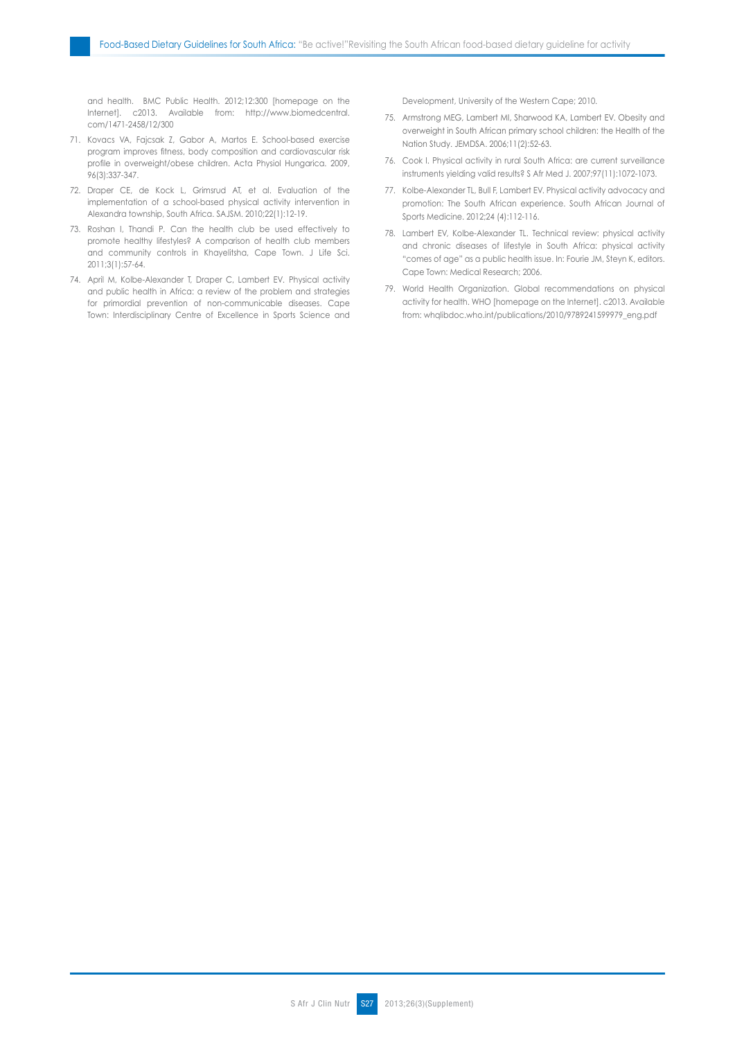and health. BMC Public Health. 2012;12:300 [homepage on the Internet]. c2013. Available from: http://www.biomedcentral.com/1471-2458/12/300

71. Kovacs VA, Fajcsak Z, Gabor A, Martos E. School-based exercise program improves fitness, body composition and cardiovascular risk profile in overweight/obese children. Acta Physiol Hungarica. 2009, 96(3):337-347.
72. Draper CE, de Kock L, Grimsrud AT, et al. Evaluation of the implementation of a school-based physical activity intervention in Alexandra township, South Africa. SAJSM. 2010;22(1):12-19.
73. Roshan I, Thandi P. Can the health club be used effectively to promote healthy lifestyles? A comparison of health club members and community controls in Khayelitsha, Cape Town. J Life Sci. 2011;3(1):57-64.
74. April M, Kolbe-Alexander T, Draper C, Lambert EV. Physical activity and public health in Africa: a review of the problem and strategies for primordial prevention of non-communicable diseases. Cape Town: Interdisciplinary Centre of Excellence in Sports Science and Development, University of the Western Cape; 2010.
75. Armstrong MEG, Lambert MI, Sharwood KA, Lambert EV. Obesity and overweight in South African primary school children: the Health of the Nation Study. JEMDSA. 2006;11(2):52-63.
76. Cook I. Physical activity in rural South Africa: are current surveillance instruments yielding valid results? S Afr Med J. 2007;97(11):1072-1073.
77. Kolbe-Alexander TL, Bull F, Lambert EV. Physical activity advocacy and promotion: The South African experience. South African Journal of Sports Medicine. 2012;24 (4):112-116.
78. Lambert EV, Kolbe-Alexander TL. Technical review: physical activity and chronic diseases of lifestyle in South Africa: physical activity "comes of age" as a public health issue. In: Fourie JM, Steyn K, editors. Cape Town: Medical Research; 2006.
79. World Health Organization. Global recommendations on physical activity for health. WHO [homepage on the Internet]. c2013. Available from: whqlibdoc.who.int/publications/2010/9789241599979_eng.pdf